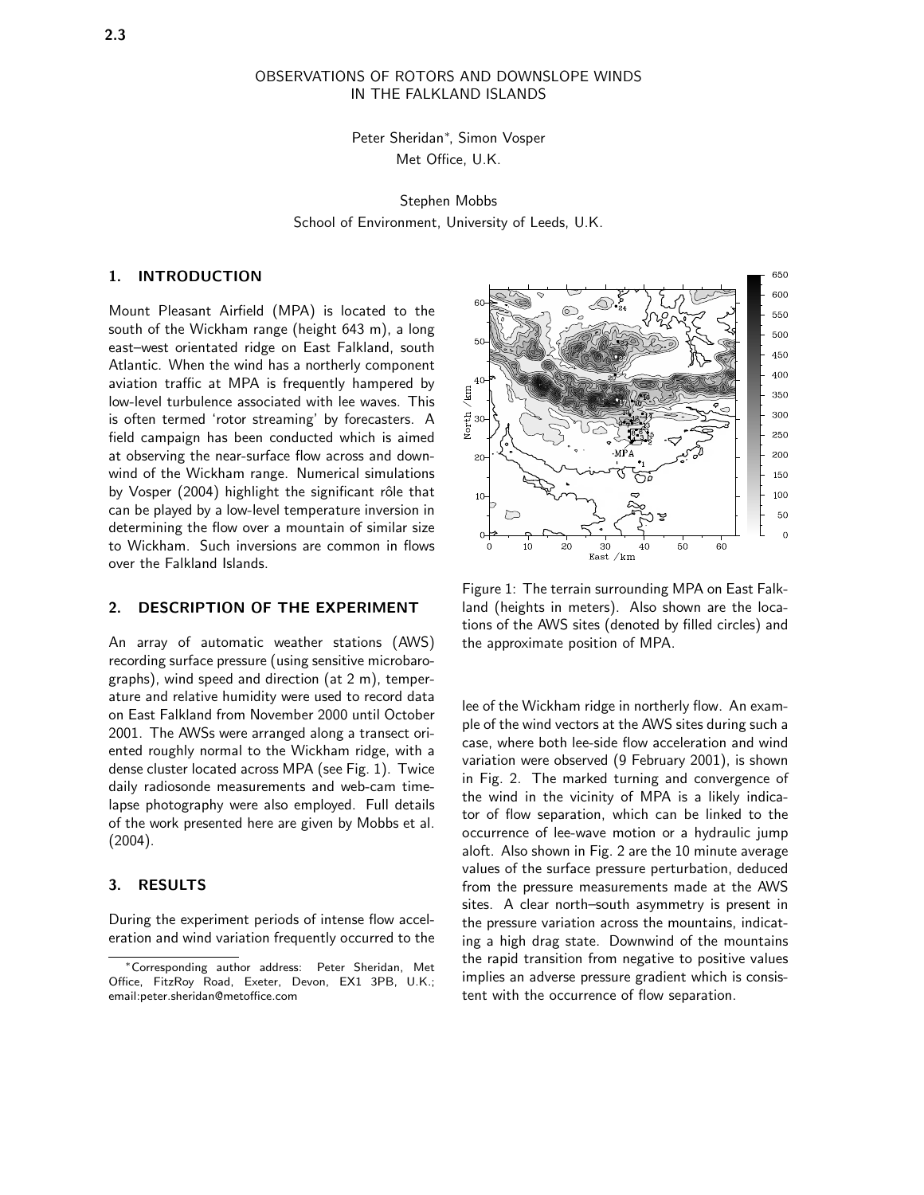# OBSERVATIONS OF ROTORS AND DOWNSLOPE WINDS IN THE FALKLAND ISLANDS

Peter Sheridan*, Simon Vosper
Met Office, U.K.

Stephen Mobbs
School of Environment, University of Leeds, U.K.

## 1. INTRODUCTION

Mount Pleasant Airfield (MPA) is located to the south of the Wickham range (height 643 m), a long east–west orientated ridge on East Falkland, south Atlantic. When the wind has a northerly component aviation traffic at MPA is frequently hampered by low-level turbulence associated with lee waves. This is often termed 'rotor streaming' by forecasters. A field campaign has been conducted which is aimed at observing the near-surface flow across and downwind of the Wickham range. Numerical simulations by Vosper (2004) highlight the significant rôle that can be played by a low-level temperature inversion in determining the flow over a mountain of similar size to Wickham. Such inversions are common in flows over the Falkland Islands.

## 2. DESCRIPTION OF THE EXPERIMENT

An array of automatic weather stations (AWS) recording surface pressure (using sensitive microbarographs), wind speed and direction (at 2 m), temperature and relative humidity were used to record data on East Falkland from November 2000 until October 2001. The AWSs were arranged along a transect oriented roughly normal to the Wickham ridge, with a dense cluster located across MPA (see Fig. 1). Twice daily radiosonde measurements and web-cam time-lapse photography were also employed. Full details of the work presented here are given by Mobbs et al. (2004).

## 3. RESULTS

During the experiment periods of intense flow acceleration and wind variation frequently occurred to the lee of the Wickham ridge in northerly flow. An example of the wind vectors at the AWS sites during such a case, where both lee-side flow acceleration and wind variation were observed (9 February 2001), is shown in Fig. 2. The marked turning and convergence of the wind in the vicinity of MPA is a likely indicator of flow separation, which can be linked to the occurrence of lee-wave motion or a hydraulic jump aloft. Also shown in Fig. 2 are the 10 minute average values of the surface pressure perturbation, deduced from the pressure measurements made at the AWS sites. A clear north–south asymmetry is present in the pressure variation across the mountains, indicating a high drag state. Downwind of the mountains the rapid transition from negative to positive values implies an adverse pressure gradient which is consistent with the occurrence of flow separation.

Figure 1: The terrain surrounding MPA on East Falkland (heights in meters). Also shown are the locations of the AWS sites (denoted by filled circles) and the approximate position of MPA.

*Corresponding author address: Peter Sheridan, Met Office, FitzRoy Road, Exeter, Devon, EX1 3PB, U.K.; email:peter.sheridan@metoffice.com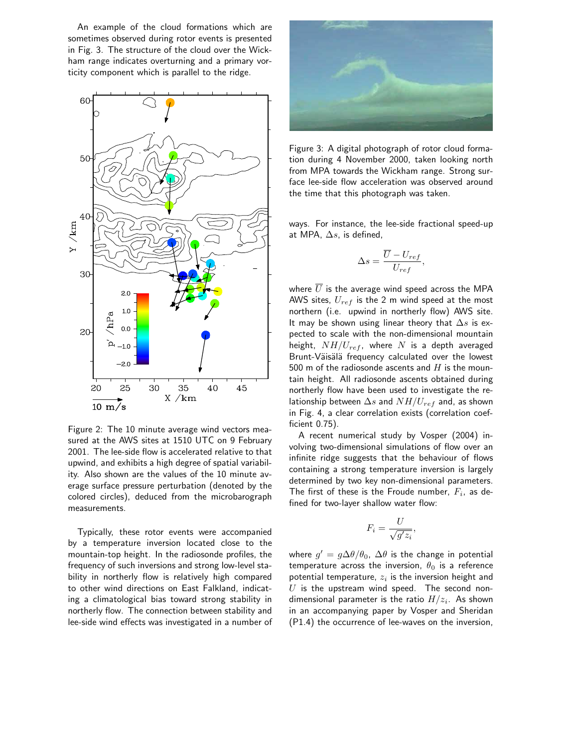An example of the cloud formations which are sometimes observed during rotor events is presented in Fig. 3. The structure of the cloud over the Wickham range indicates overturning and a primary vorticity component which is parallel to the ridge.

Figure 2: The 10 minute average wind vectors measured at the AWS sites at 1510 UTC on 9 February 2001. The lee-side flow is accelerated relative to that upwind, and exhibits a high degree of spatial variability. Also shown are the values of the 10 minute average surface pressure perturbation (denoted by the colored circles), deduced from the microbarograph measurements.

Typically, these rotor events were accompanied by a temperature inversion located close to the mountain-top height. In the radiosonde profiles, the frequency of such inversions and strong low-level stability in northerly flow is relatively high compared to other wind directions on East Falkland, indicating a climatological bias toward strong stability in northerly flow. The connection between stability and lee-side wind effects was investigated in a number of ways. For instance, the lee-side fractional speed-up at MPA, $\Delta s$, is defined,

Figure 3: A digital photograph of rotor cloud formation during 4 November 2000, taken looking north from MPA towards the Wickham range. Strong surface lee-side flow acceleration was observed around the time that this photograph was taken.

$$\Delta s = \frac{\overline{U} - U_{ref}}{U_{ref}},$$

where $\overline{U}$ is the average wind speed across the MPA AWS sites, $U_{ref}$ is the 2 m wind speed at the most northern (i.e. upwind in northerly flow) AWS site. It may be shown using linear theory that $\Delta s$ is expected to scale with the non-dimensional mountain height, $NH/U_{ref}$, where $N$ is a depth averaged Brunt-Väisälä frequency calculated over the lowest 500 m of the radiosonde ascents and $H$ is the mountain height. All radiosonde ascents obtained during northerly flow have been used to investigate the relationship between $\Delta s$ and $NH/U_{ref}$ and, as shown in Fig. 4, a clear correlation exists (correlation coefficient 0.75).

A recent numerical study by Vosper (2004) involving two-dimensional simulations of flow over an infinite ridge suggests that the behaviour of flows containing a strong temperature inversion is largely determined by two key non-dimensional parameters. The first of these is the Froude number, $F_i$, as defined for two-layer shallow water flow:

$$F_i = \frac{U}{\sqrt{g' z_i}},$$

where $g' = g\Delta\theta/\theta_0$, $\Delta\theta$ is the change in potential temperature across the inversion, $\theta_0$ is a reference potential temperature, $z_i$ is the inversion height and $U$ is the upstream wind speed. The second non-dimensional parameter is the ratio $H/z_i$. As shown in an accompanying paper by Vosper and Sheridan (P1.4) the occurrence of lee-waves on the inversion,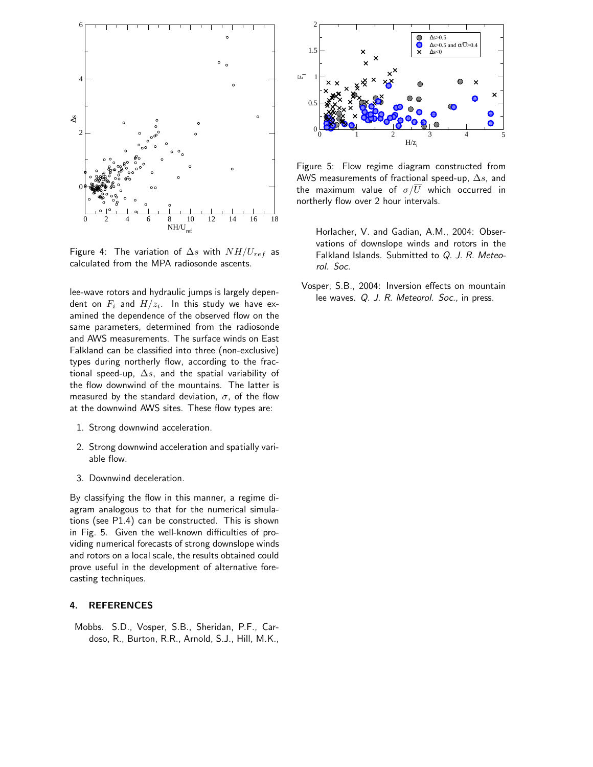0
2
4
6
8
10
12
14
16
18
NH/U$_{ref}$
0
2
4
6
Δs

Figure 4: The variation of $\Delta s$ with $NH/U_{ref}$ as calculated from the MPA radiosonde ascents.

0
1
2
3
4
5
H/z$_i$
0
0.5
1
1.5
2
F$_i$
Δs>0.5
Δs>0.5 and σ/$\overline{U}$>0.4
Δs<0

Figure 5: Flow regime diagram constructed from AWS measurements of fractional speed-up, $\Delta s$, and the maximum value of $\sigma/\overline{U}$ which occurred in northerly flow over 2 hour intervals.

lee-wave rotors and hydraulic jumps is largely dependent on $F_i$ and $H/z_i$. In this study we have examined the dependence of the observed flow on the same parameters, determined from the radiosonde and AWS measurements. The surface winds on East Falkland can be classified into three (non-exclusive) types during northerly flow, according to the fractional speed-up, $\Delta s$, and the spatial variability of the flow downwind of the mountains. The latter is measured by the standard deviation, $\sigma$, of the flow at the downwind AWS sites. These flow types are:

1. Strong downwind acceleration.
2. Strong downwind acceleration and spatially variable flow.
3. Downwind deceleration.

By classifying the flow in this manner, a regime diagram analogous to that for the numerical simulations (see P1.4) can be constructed. This is shown in Fig. 5. Given the well-known difficulties of providing numerical forecasts of strong downslope winds and rotors on a local scale, the results obtained could prove useful in the development of alternative forecasting techniques.

## 4. REFERENCES

Mobbs. S.D., Vosper, S.B., Sheridan, P.F., Cardoso, R., Burton, R.R., Arnold, S.J., Hill, M.K., Horlacher, V. and Gadian, A.M., 2004: Observations of downslope winds and rotors in the Falkland Islands. Submitted to *Q. J. R. Meteorol. Soc.*

Vosper, S.B., 2004: Inversion effects on mountain lee waves. *Q. J. R. Meteorol. Soc.*, in press.